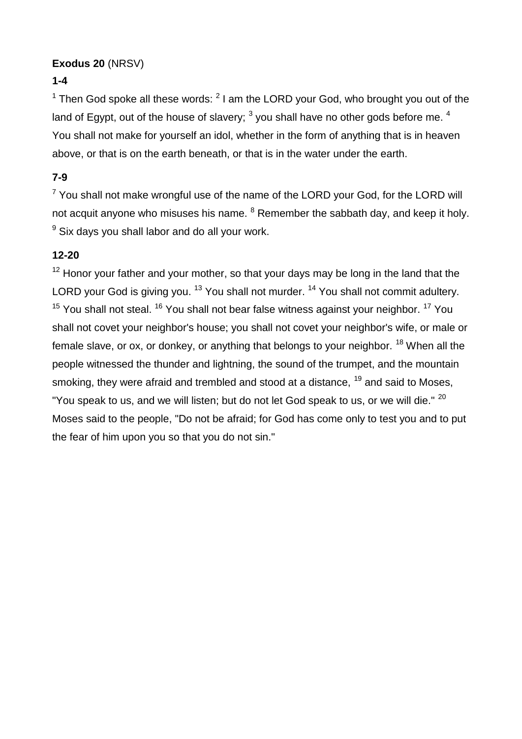**Exodus 20** (NRSV)

**1-4**

[1] Then God spoke all these words: [2] I am the LORD your God, who brought you out of the land of Egypt, out of the house of slavery; [3] you shall have no other gods before me. [4] You shall not make for yourself an idol, whether in the form of anything that is in heaven above, or that is on the earth beneath, or that is in the water under the earth.

**7-9**

[7] You shall not make wrongful use of the name of the LORD your God, for the LORD will not acquit anyone who misuses his name. [8] Remember the sabbath day, and keep it holy. [9] Six days you shall labor and do all your work.

**12-20**

[12] Honor your father and your mother, so that your days may be long in the land that the LORD your God is giving you. [13] You shall not murder. [14] You shall not commit adultery. [15] You shall not steal. [16] You shall not bear false witness against your neighbor. [17] You shall not covet your neighbor's house; you shall not covet your neighbor's wife, or male or female slave, or ox, or donkey, or anything that belongs to your neighbor. [18] When all the people witnessed the thunder and lightning, the sound of the trumpet, and the mountain smoking, they were afraid and trembled and stood at a distance, [19] and said to Moses, "You speak to us, and we will listen; but do not let God speak to us, or we will die." [20] Moses said to the people, "Do not be afraid; for God has come only to test you and to put the fear of him upon you so that you do not sin."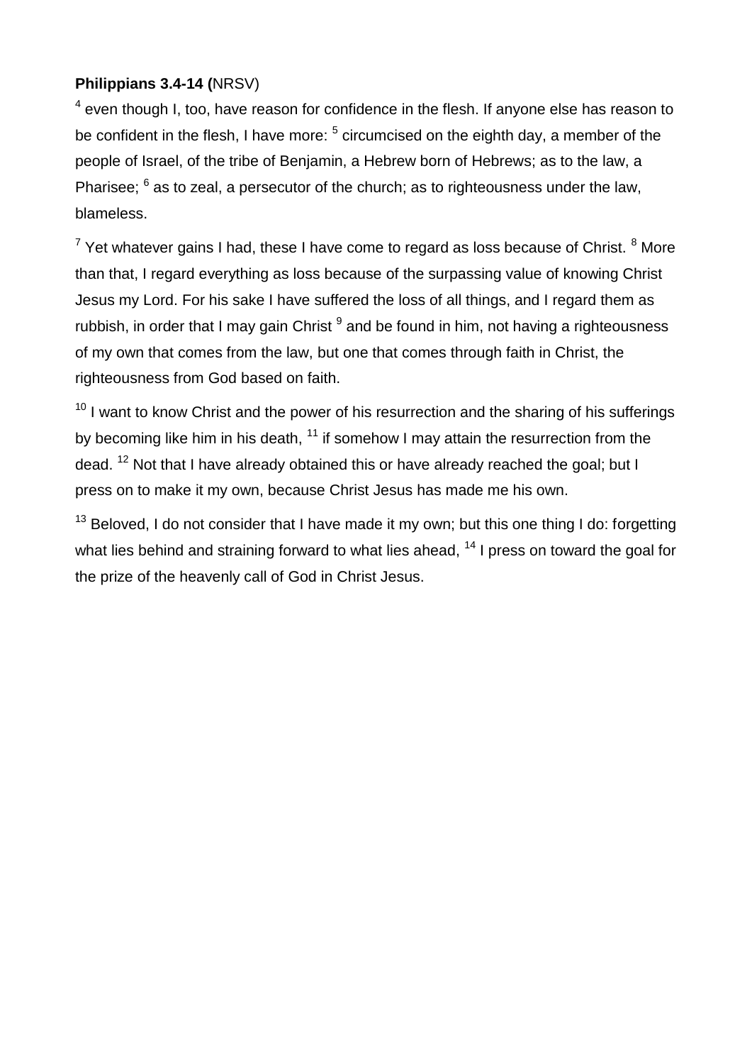**Philippians 3.4-14 (**NRSV)

[4] even though I, too, have reason for confidence in the flesh. If anyone else has reason to be confident in the flesh, I have more: [5] circumcised on the eighth day, a member of the people of Israel, of the tribe of Benjamin, a Hebrew born of Hebrews; as to the law, a Pharisee; [6] as to zeal, a persecutor of the church; as to righteousness under the law, blameless.

[7] Yet whatever gains I had, these I have come to regard as loss because of Christ. [8] More than that, I regard everything as loss because of the surpassing value of knowing Christ Jesus my Lord. For his sake I have suffered the loss of all things, and I regard them as rubbish, in order that I may gain Christ [9] and be found in him, not having a righteousness of my own that comes from the law, but one that comes through faith in Christ, the righteousness from God based on faith.

[10] I want to know Christ and the power of his resurrection and the sharing of his sufferings by becoming like him in his death, [11] if somehow I may attain the resurrection from the dead. [12] Not that I have already obtained this or have already reached the goal; but I press on to make it my own, because Christ Jesus has made me his own.

[13] Beloved, I do not consider that I have made it my own; but this one thing I do: forgetting what lies behind and straining forward to what lies ahead, [14] I press on toward the goal for the prize of the heavenly call of God in Christ Jesus.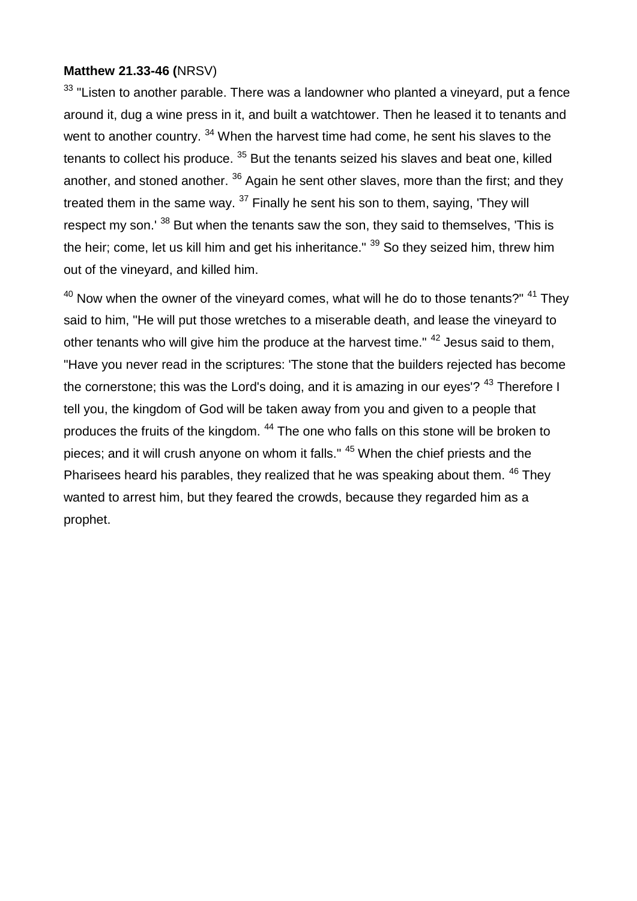**Matthew 21.33-46 (**NRSV)

[33] "Listen to another parable. There was a landowner who planted a vineyard, put a fence around it, dug a wine press in it, and built a watchtower. Then he leased it to tenants and went to another country. [34] When the harvest time had come, he sent his slaves to the tenants to collect his produce. [35] But the tenants seized his slaves and beat one, killed another, and stoned another. [36] Again he sent other slaves, more than the first; and they treated them in the same way. [37] Finally he sent his son to them, saying, 'They will respect my son.' [38] But when the tenants saw the son, they said to themselves, 'This is the heir; come, let us kill him and get his inheritance." [39] So they seized him, threw him out of the vineyard, and killed him.

[40] Now when the owner of the vineyard comes, what will he do to those tenants?" [41] They said to him, "He will put those wretches to a miserable death, and lease the vineyard to other tenants who will give him the produce at the harvest time." [42] Jesus said to them, "Have you never read in the scriptures: 'The stone that the builders rejected has become the cornerstone; this was the Lord's doing, and it is amazing in our eyes'? [43] Therefore I tell you, the kingdom of God will be taken away from you and given to a people that produces the fruits of the kingdom. [44] The one who falls on this stone will be broken to pieces; and it will crush anyone on whom it falls." [45] When the chief priests and the Pharisees heard his parables, they realized that he was speaking about them. [46] They wanted to arrest him, but they feared the crowds, because they regarded him as a prophet.